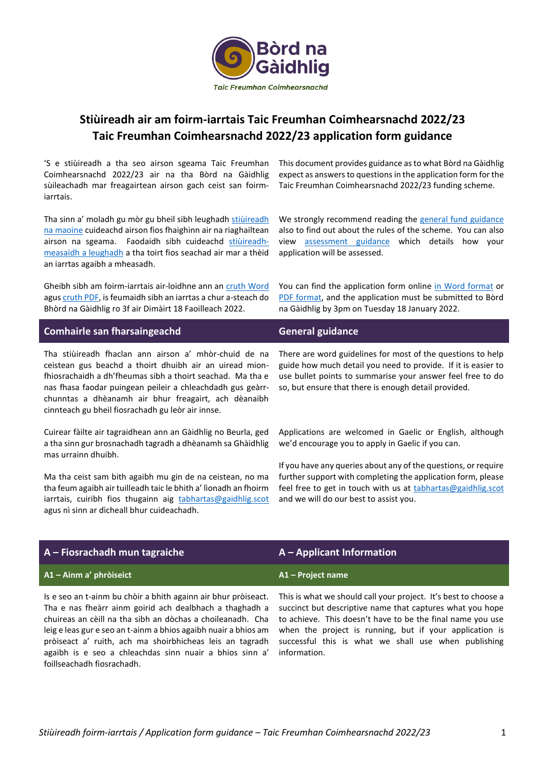Bòrd na Gàidhlig

*Taic Freumhan Coimhearsnachd*

# Stiùireadh air am foirm-iarrtais Taic Freumhan Coimhearsnachd 2022/23
# Taic Freumhan Coimhearsnachd 2022/23 application form guidance

'S e stiùireadh a tha seo airson sgeama Taic Freumhan Coimhearsnachd 2022/23 air na tha Bòrd na Gàidhlig sùileachadh mar freagairtean airson gach ceist san foirm-iarrtais.

This document provides guidance as to what Bòrd na Gàidhlig expect as answers to questions in the application form for the Taic Freumhan Coimhearsnachd 2022/23 funding scheme.

Tha sinn a' moladh gu mòr gu bheil sibh leughadh stiùireadh na maoine cuideachd airson fios fhaighinn air na riaghailtean airson na sgeama. Faodaidh sibh cuideachd stiùireadh-measaidh a leughadh a tha toirt fios seachad air mar a thèid an iarrtas agaibh a mheasadh.

We strongly recommend reading the general fund guidance also to find out about the rules of the scheme. You can also view assessment guidance which details how your application will be assessed.

Gheibh sibh am foirm-iarrtais air-loidhne ann an cruth Word agus cruth PDF, is feumaidh sibh an iarrtas a chur a-steach do Bhòrd na Gàidhlig ro 3f air Dimàirt 18 Faoilleach 2022.

You can find the application form online in Word format or PDF format, and the application must be submitted to Bòrd na Gàidhlig by 3pm on Tuesday 18 January 2022.

## Comhairle san fharsaingeachd / General guidance

Tha stiùireadh fhaclan ann airson a' mhòr-chuid de na ceistean gus beachd a thoirt dhuibh air an uiread mion-fhiosrachaidh a dh'fheumas sibh a thoirt seachad. Ma tha e nas fhasa faodar puingean peileir a chleachdadh gus geàrr-chunntas a dhèanamh air bhur freagairt, ach dèanaibh cinnteach gu bheil fiosrachadh gu leòr air innse.

There are word guidelines for most of the questions to help guide how much detail you need to provide. If it is easier to use bullet points to summarise your answer feel free to do so, but ensure that there is enough detail provided.

Cuirear fàilte air tagraidhean ann an Gàidhlig no Beurla, ged a tha sinn gur brosnachadh tagradh a dhèanamh sa Ghàidhlig mas urrainn dhuibh.

Applications are welcomed in Gaelic or English, although we'd encourage you to apply in Gaelic if you can.

Ma tha ceist sam bith agaibh mu gin de na ceistean, no ma tha feum agaibh air tuilleadh taic le bhith a' lìonadh an fhoirm iarrtais, cuiribh fios thugainn aig tabhartas@gaidhlig.scot agus nì sinn ar dìcheall bhur cuideachadh.

If you have any queries about any of the questions, or require further support with completing the application form, please feel free to get in touch with us at tabhartas@gaidhlig.scot and we will do our best to assist you.

## A – Fiosrachadh mun tagraiche / A – Applicant Information

### A1 – Ainm a' phròiseict / A1 – Project name

Is e seo an t-ainm bu chòir a bhith againn air bhur pròiseact. Tha e nas fheàrr ainm goirid ach dealbhach a thaghadh a chuireas an cèill na tha sibh an dòchas a choileanadh. Cha leig e leas gur e seo an t-ainm a bhios agaibh nuair a bhios am pròiseact a' ruith, ach ma shoirbhicheas leis an tagradh agaibh is e seo a chleachdas sinn nuair a bhios sinn a' foillseachadh fiosrachadh.

This is what we should call your project. It's best to choose a succinct but descriptive name that captures what you hope to achieve. This doesn't have to be the final name you use when the project is running, but if your application is successful this is what we shall use when publishing information.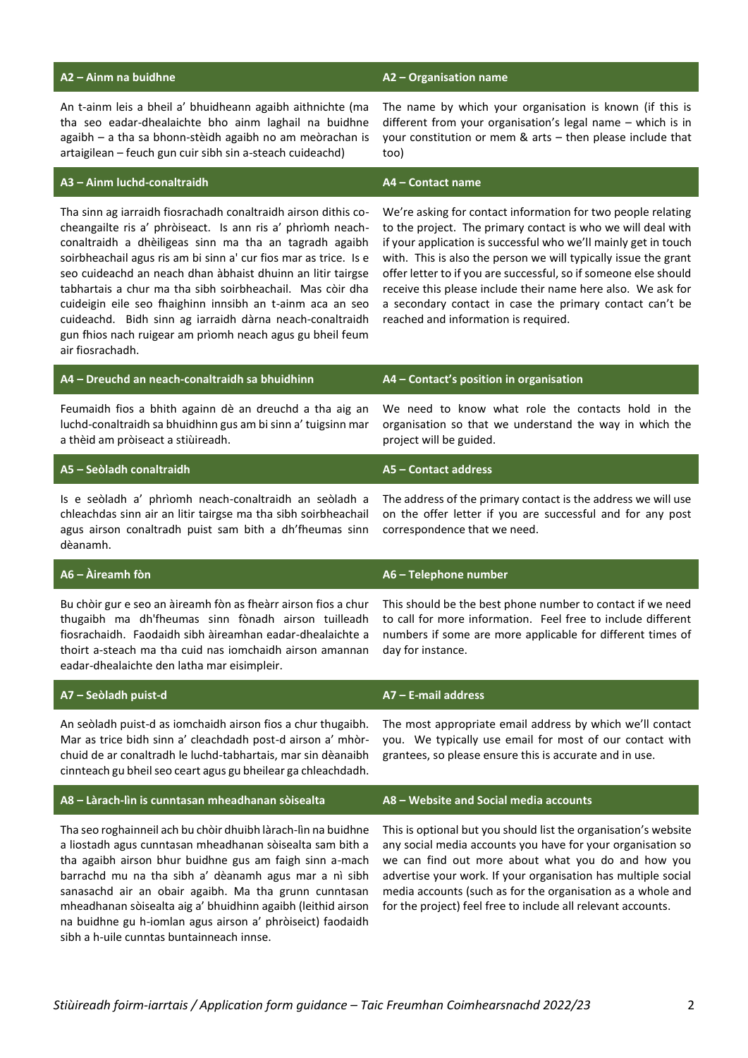| A2 – Ainm na buidhne | A2 – Organisation name |
|---|---|
| An t-ainm leis a bheil a' bhuidheann agaibh aithnichte (ma tha seo eadar-dhealaichte bho ainm laghail na buidhne agaibh – a tha sa bhonn-stèidh agaibh no am meòrachan is artaigilean – feuch gun cuir sibh sin a-steach cuideachd) | The name by which your organisation is known (if this is different from your organisation's legal name – which is in your constitution or mem & arts – then please include that too) |
| **A3 – Ainm luchd-conaltraidh** | **A4 – Contact name** |
| Tha sinn ag iarraidh fiosrachadh conaltraidh airson dithis co-cheangailte ris a' phròiseact. Is ann ris a' phrìomh neach-conaltraidh a dhèiligeas sinn ma tha an tagradh agaibh soirbheachail agus ris am bi sinn a' cur fios mar as trice. Is e seo cuideachd an neach dhan àbhaist dhuinn an litir tairgse tabhartais a chur ma tha sibh soirbheachail. Mas còir dha cuideigin eile seo fhaighinn innsibh an t-ainm aca an seo cuideachd. Bidh sinn ag iarraidh dàrna neach-conaltraidh gun fhios nach ruigear am prìomh neach agus gu bheil feum air fiosrachadh. | We're asking for contact information for two people relating to the project. The primary contact is who we will deal with if your application is successful who we'll mainly get in touch with. This is also the person we will typically issue the grant offer letter to if you are successful, so if someone else should receive this please include their name here also. We ask for a secondary contact in case the primary contact can't be reached and information is required. |
| **A4 – Dreuchd an neach-conaltraidh sa bhuidhinn** | **A4 – Contact's position in organisation** |
| Feumaidh fios a bhith againn dè an dreuchd a tha aig an luchd-conaltraidh sa bhuidhinn gus am bi sinn a' tuigsinn mar a thèid am pròiseact a stiùireadh. | We need to know what role the contacts hold in the organisation so that we understand the way in which the project will be guided. |
| **A5 – Seòladh conaltraidh** | **A5 – Contact address** |
| Is e seòladh a' phrìomh neach-conaltraidh an seòladh a chleachdas sinn air an litir tairgse ma tha sibh soirbheachail agus airson conaltradh puist sam bith a dh'fheumas sinn dèanamh. | The address of the primary contact is the address we will use on the offer letter if you are successful and for any post correspondence that we need. |
| **A6 – Àireamh fòn** | **A6 – Telephone number** |
| Bu chòir gur e seo an àireamh fòn as fheàrr airson fios a chur thugaibh ma dh'fheumas sinn fònadh airson tuilleadh fiosrachaidh. Faodaidh sibh àireamhan eadar-dhealaichte a thoirt a-steach ma tha cuid nas iomchaidh airson amannan eadar-dhealaichte den latha mar eisimpleir. | This should be the best phone number to contact if we need to call for more information. Feel free to include different numbers if some are more applicable for different times of day for instance. |
| **A7 – Seòladh puist-d** | **A7 – E-mail address** |
| An seòladh puist-d as iomchaidh airson fios a chur thugaibh. Mar as trice bidh sinn a' cleachdadh post-d airson a' mhòr-chuid de ar conaltradh le luchd-tabhartais, mar sin dèanaibh cinnteach gu bheil seo ceart agus gu bheilear ga chleachdadh. | The most appropriate email address by which we'll contact you. We typically use email for most of our contact with grantees, so please ensure this is accurate and in use. |
| **A8 – Làrach-lìn is cunntasan mheadhanan sòisealta** | **A8 – Website and Social media accounts** |
| Tha seo roghainneil ach bu chòir dhuibh làrach-lìn na buidhne a liostadh agus cunntasan mheadhanan sòisealta sam bith a tha agaibh airson bhur buidhne gus am faigh sinn a-mach barrachd mu na tha sibh a' dèanamh agus mar a nì sibh sanasachd air an obair agaibh. Ma tha grunn cunntasan mheadhanan sòisealta aig a' bhuidhinn agaibh (leithid airson na buidhne gu h-iomlan agus airson a' phròiseict) faodaidh sibh a h-uile cunntas buntainneach innse. | This is optional but you should list the organisation's website any social media accounts you have for your organisation so we can find out more about what you do and how you advertise your work. If your organisation has multiple social media accounts (such as for the organisation as a whole and for the project) feel free to include all relevant accounts. |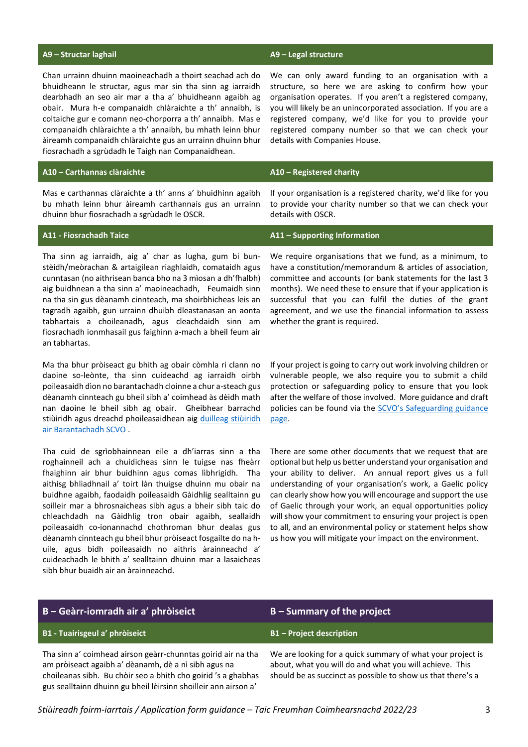### A9 – Structar laghail

Chan urrainn dhuinn maoineachadh a thoirt seachad ach do bhuidheann le structar, agus mar sin tha sinn ag iarraidh dearbhadh an seo air mar a tha a' bhuidheann agaibh ag obair. Mura h-e companaidh chlàraichte a th' annaibh, is coltaiche gur e comann neo-chorporra a th' annaibh. Mas e companaidh chlàraichte a th' annaibh, bu mhath leinn bhur àireamh companaidh chlàraichte gus an urrainn dhuinn bhur fiosrachadh a sgrùdadh le Taigh nan Companaidhean.

### A9 – Legal structure

We can only award funding to an organisation with a structure, so here we are asking to confirm how your organisation operates. If you aren't a registered company, you will likely be an unincorporated association. If you are a registered company, we'd like for you to provide your registered company number so that we can check your details with Companies House.

### A10 – Carthannas clàraichte

Mas e carthannas clàraichte a th' anns a' bhuidhinn agaibh bu mhath leinn bhur àireamh carthannais gus an urrainn dhuinn bhur fiosrachadh a sgrùdadh le OSCR.

### A10 – Registered charity

If your organisation is a registered charity, we'd like for you to provide your charity number so that we can check your details with OSCR.

### A11 - Fiosrachadh Taice

Tha sinn ag iarraidh, aig a' char as lugha, gum bi bun-stèidh/meòrachan & artaigilean riaghlaidh, comataidh agus cunntasan (no aithrisean banca bho na 3 mìosan a dh'fhalbh) aig buidhnean a tha sinn a' maoineachadh, Feumaidh sinn na tha sin gus dèanamh cinnteach, ma shoirbhicheas leis an tagradh agaibh, gun urrainn dhuibh dleastanasan an aonta tabhartais a choileanadh, agus cleachdaidh sinn am fiosrachadh ionmhasail gus faighinn a-mach a bheil feum air an tabhartas.

Ma tha bhur pròiseact gu bhith ag obair còmhla ri clann no daoine so-leònte, tha sinn cuideachd ag iarraidh oirbh poileasaidh dìon no barantachadh cloinne a chur a-steach gus dèanamh cinnteach gu bheil sibh a' coimhead às dèidh math nan daoine le bheil sibh ag obair. Gheibhear barrachd stiùiridh agus dreachd phoileasaidhean aig [duilleag stiùiridh air Barantachadh SCVO](). 

Tha cuid de sgrìobhainnean eile a dh'iarras sinn a tha roghainneil ach a chuidicheas sinn le tuigse nas fheàrr fhaighinn air bhur buidhinn agus comas lìbhrigidh. Tha aithisg bhliadhnail a' toirt làn thuigse dhuinn mu obair na buidhne agaibh, faodaidh poileasaidh Gàidhlig sealltainn gu soilleir mar a bhrosnaicheas sibh agus a bheir sibh taic do chleachdadh na Gàidhlig tron obair agaibh, seallaidh poileasaidh co-ionannachd chothroman bhur dealas gus dèanamh cinnteach gu bheil bhur pròiseact fosgailte do na h-uile, agus bidh poileasaidh no aithris àrainneachd a' cuideachadh le bhith a' sealltainn dhuinn mar a lasaicheas sibh bhur buaidh air an àrainneachd.

### A11 – Supporting Information

We require organisations that we fund, as a minimum, to have a constitution/memorandum & articles of association, committee and accounts (or bank statements for the last 3 months). We need these to ensure that if your application is successful that you can fulfil the duties of the grant agreement, and we use the financial information to assess whether the grant is required.

If your project is going to carry out work involving children or vulnerable people, we also require you to submit a child protection or safeguarding policy to ensure that you look after the welfare of those involved. More guidance and draft policies can be found via the [SCVO's Safeguarding guidance page]().

There are some other documents that we request that are optional but help us better understand your organisation and your ability to deliver. An annual report gives us a full understanding of your organisation's work, a Gaelic policy can clearly show how you will encourage and support the use of Gaelic through your work, an equal opportunities policy will show your commitment to ensuring your project is open to all, and an environmental policy or statement helps show us how you will mitigate your impact on the environment.

## B – Geàrr-iomradh air a' phròiseict

## B – Summary of the project

### B1 - Tuairisgeul a' phròiseict

Tha sinn a' coimhead airson geàrr-chunntas goirid air na tha am pròiseact agaibh a' dèanamh, dè a nì sibh agus na choileanas sibh. Bu chòir seo a bhith cho goirid 's a ghabhas gus sealltainn dhuinn gu bheil lèirsinn shoilleir ann airson a'

### B1 – Project description

We are looking for a quick summary of what your project is about, what you will do and what you will achieve. This should be as succinct as possible to show us that there's a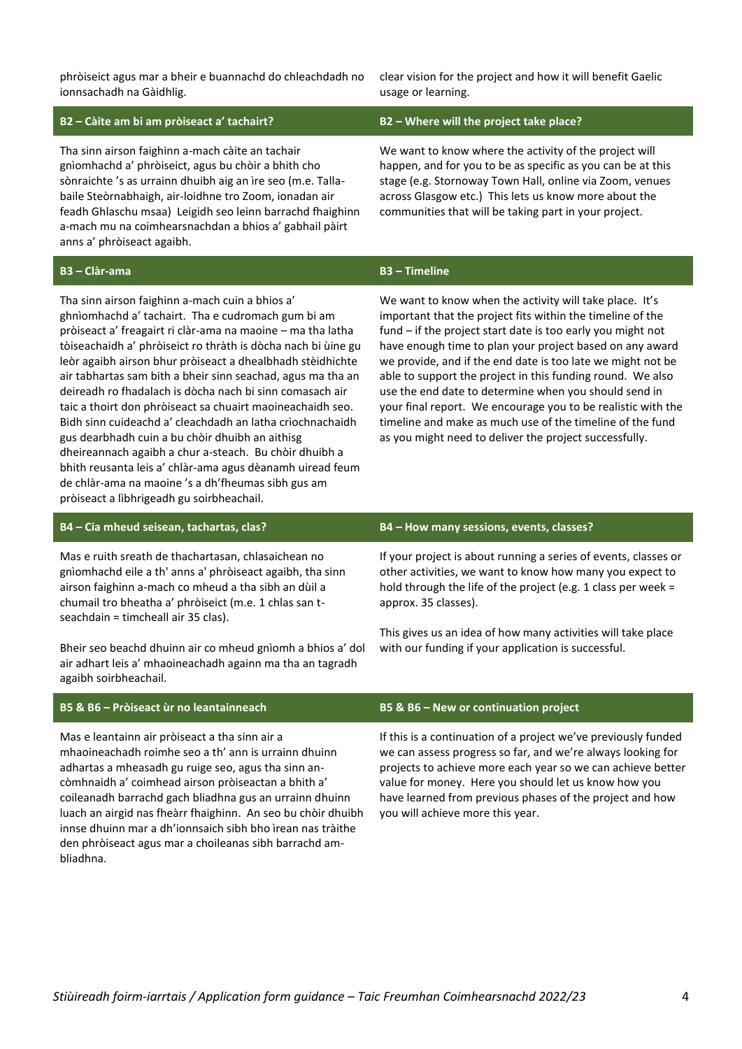phròiseict agus mar a bheir e buannachd do chleachdadh no ionnsachadh na Gàidhlig.

clear vision for the project and how it will benefit Gaelic usage or learning.

### B2 – Càite am bi am pròiseact a' tachairt?

Tha sinn airson faighinn a-mach càite an tachair gnìomhachd a' phròiseict, agus bu chòir a bhith cho sònraichte 's as urrainn dhuibh aig an ìre seo (m.e. Talla-baile Steòrnabhaigh, air-loidhne tro Zoom, ionadan air feadh Ghlaschu msaa) Leigidh seo leinn barrachd fhaighinn a-mach mu na coimhearsnachdan a bhios a' gabhail pàirt anns a' phròiseact agaibh.

### B2 – Where will the project take place?

We want to know where the activity of the project will happen, and for you to be as specific as you can be at this stage (e.g. Stornoway Town Hall, online via Zoom, venues across Glasgow etc.) This lets us know more about the communities that will be taking part in your project.

### B3 – Clàr-ama

Tha sinn airson faighinn a-mach cuin a bhios a' ghnìomhachd a' tachairt. Tha e cudromach gum bi am pròiseact a' freagairt ri clàr-ama na maoine – ma tha latha tòiseachaidh a' phròiseict ro thràth is dòcha nach bi ùine gu leòr agaibh airson bhur pròiseact a dhealbhadh stèidhichte air tabhartas sam bith a bheir sinn seachad, agus ma tha an deireadh ro fhadalach is dòcha nach bi sinn comasach air taic a thoirt don phròiseact sa chuairt maoineachaidh seo. Bidh sinn cuideachd a' cleachdadh an latha crìochnachaidh gus dearbhadh cuin a bu chòir dhuibh an aithisg dheireannach agaibh a chur a-steach. Bu chòir dhuibh a bhith reusanta leis a' chlàr-ama agus dèanamh uiread feum de chlàr-ama na maoine 's a dh'fheumas sibh gus am pròiseact a lìbhrigeadh gu soirbheachail.

### B3 – Timeline

We want to know when the activity will take place. It's important that the project fits within the timeline of the fund – if the project start date is too early you might not have enough time to plan your project based on any award we provide, and if the end date is too late we might not be able to support the project in this funding round. We also use the end date to determine when you should send in your final report. We encourage you to be realistic with the timeline and make as much use of the timeline of the fund as you might need to deliver the project successfully.

### B4 – Cia mheud seisean, tachartas, clas?

Mas e ruith sreath de thachartasan, chlasaichean no gnìomhachd eile a th' anns a' phròiseact agaibh, tha sinn airson faighinn a-mach co mheud a tha sibh an dùil a chumail tro bheatha a' phròiseict (m.e. 1 chlas san t-seachdain = timcheall air 35 clas).

Bheir seo beachd dhuinn air co mheud gnìomh a bhios a' dol air adhart leis a' mhaoineachadh againn ma tha an tagradh agaibh soirbheachail.

### B4 – How many sessions, events, classes?

If your project is about running a series of events, classes or other activities, we want to know how many you expect to hold through the life of the project (e.g. 1 class per week = approx. 35 classes).

This gives us an idea of how many activities will take place with our funding if your application is successful.

### B5 & B6 – Pròiseact ùr no leantainneach

Mas e leantainn air pròiseact a tha sinn air a mhaoineachadh roimhe seo a th' ann is urrainn dhuinn adhartas a mheasadh gu ruige seo, agus tha sinn an-còmhnaidh a' coimhead airson pròiseactan a bhith a' coileanadh barrachd gach bliadhna gus an urrainn dhuinn luach an airgid nas fheàrr fhaighinn. An seo bu chòir dhuibh innse dhuinn mar a dh'ionnsaich sibh bho ìrean nas tràithe den phròiseact agus mar a choileanas sibh barrachd am-bliadhna.

### B5 & B6 – New or continuation project

If this is a continuation of a project we've previously funded we can assess progress so far, and we're always looking for projects to achieve more each year so we can achieve better value for money. Here you should let us know how you have learned from previous phases of the project and how you will achieve more this year.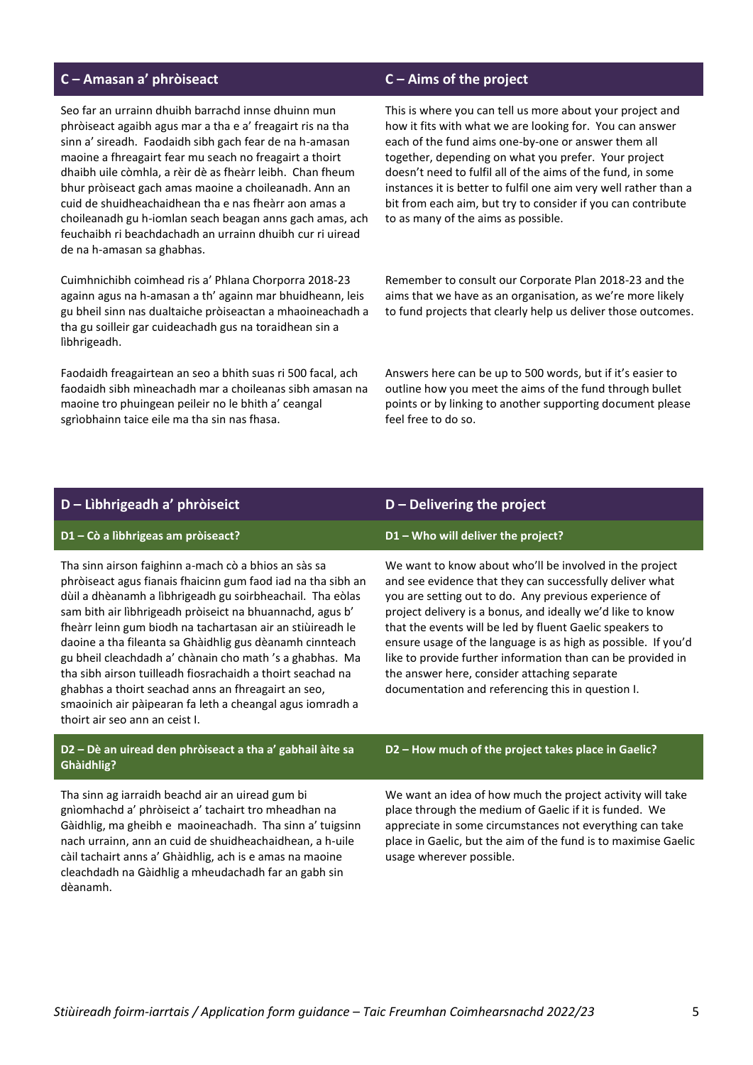## C – Amasan a' phròiseact

Seo far an urrainn dhuibh barrachd innse dhuinn mun phròiseact agaibh agus mar a tha e a' freagairt ris na tha sinn a' sireadh. Faodaidh sibh gach fear de na h-amasan maoine a fhreagairt fear mu seach no freagairt a thoirt dhaibh uile còmhla, a rèir dè as fheàrr leibh. Chan fheum bhur pròiseact gach amas maoine a choileanadh. Ann an cuid de shuidheachaidhean tha e nas fheàrr aon amas a choileanadh gu h-iomlan seach beagan anns gach amas, ach feuchaibh ri beachdachadh an urrainn dhuibh cur ri uiread de na h-amasan sa ghabhas.

Cuimhnichibh coimhead ris a' Phlana Chorporra 2018-23 againn agus na h-amasan a th' againn mar bhuidheann, leis gu bheil sinn nas dualtaiche pròiseactan a mhaoineachadh a tha gu soilleir gar cuideachadh gus na toraidhean sin a lìbhrigeadh.

Faodaidh freagairtean an seo a bhith suas ri 500 facal, ach faodaidh sibh mìneachadh mar a choileanas sibh amasan na maoine tro phuingean peileir no le bhith a' ceangal sgrìobhainn taice eile ma tha sin nas fhasa.

## C – Aims of the project

This is where you can tell us more about your project and how it fits with what we are looking for. You can answer each of the fund aims one-by-one or answer them all together, depending on what you prefer. Your project doesn't need to fulfil all of the aims of the fund, in some instances it is better to fulfil one aim very well rather than a bit from each aim, but try to consider if you can contribute to as many of the aims as possible.

Remember to consult our Corporate Plan 2018-23 and the aims that we have as an organisation, as we're more likely to fund projects that clearly help us deliver those outcomes.

Answers here can be up to 500 words, but if it's easier to outline how you meet the aims of the fund through bullet points or by linking to another supporting document please feel free to do so.

## D – Lìbhrigeadh a' phròiseict

### D1 – Cò a lìbhrigeas am pròiseact?

Tha sinn airson faighinn a-mach cò a bhios an sàs sa phròiseact agus fianais fhaicinn gum faod iad na tha sibh an dùil a dhèanamh a lìbhrigeadh gu soirbheachail. Tha eòlas sam bith air lìbhrigeadh pròiseict na bhuannachd, agus b' fheàrr leinn gum biodh na tachartasan air an stiùireadh le daoine a tha fileanta sa Ghàidhlig gus dèanamh cinnteach gu bheil cleachdadh a' chànain cho math 's a ghabhas. Ma tha sibh airson tuilleadh fiosrachaidh a thoirt seachad na ghabhas a thoirt seachad anns an fhreagairt an seo, smaoinich air pàipearan fa leth a cheangal agus iomradh a thoirt air seo ann an ceist I.

### D2 – Dè an uiread den phròiseact a tha a' gabhail àite sa Ghàidhlig?

Tha sinn ag iarraidh beachd air an uiread gum bi gnìomhachd a' phròiseict a' tachairt tro mheadhan na Gàidhlig, ma gheibh e maoineachadh. Tha sinn a' tuigsinn nach urrainn, ann an cuid de shuidheachaidhean, a h-uile càil tachairt anns a' Ghàidhlig, ach is e amas na maoine cleachdadh na Gàidhlig a mheudachadh far an gabh sin dèanamh.

## D – Delivering the project

### D1 – Who will deliver the project?

We want to know about who'll be involved in the project and see evidence that they can successfully deliver what you are setting out to do. Any previous experience of project delivery is a bonus, and ideally we'd like to know that the events will be led by fluent Gaelic speakers to ensure usage of the language is as high as possible. If you'd like to provide further information than can be provided in the answer here, consider attaching separate documentation and referencing this in question I.

### D2 – How much of the project takes place in Gaelic?

We want an idea of how much the project activity will take place through the medium of Gaelic if it is funded. We appreciate in some circumstances not everything can take place in Gaelic, but the aim of the fund is to maximise Gaelic usage wherever possible.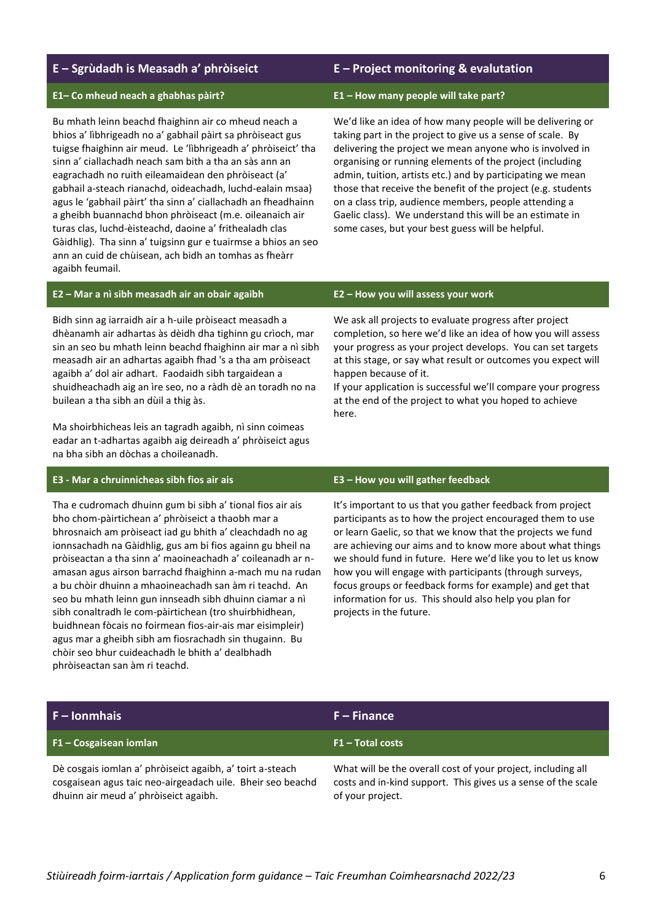## E – Sgrùdadh is Measadh a' phròiseict

### E1– Co mheud neach a ghabhas pàirt?

Bu mhath leinn beachd fhaighinn air co mheud neach a bhios a' lìbhrigeadh no a' gabhail pàirt sa phròiseact gus tuigse fhaighinn air meud. Le 'lìbhrigeadh a' phròiseict' tha sinn a' ciallachadh neach sam bith a tha an sàs ann an eagrachadh no ruith eileamaidean den phròiseact (a' gabhail a-steach rianachd, oideachadh, luchd-ealain msaa) agus le 'gabhail pàirt' tha sinn a' ciallachadh an fheadhainn a gheibh buannachd bhon phròiseact (m.e. oileanaich air turas clas, luchd-èisteachd, daoine a' frithealadh clas Gàidhlig). Tha sinn a' tuigsinn gur e tuairmse a bhios an seo ann an cuid de chùisean, ach bidh an tomhas as fheàrr agaibh feumail.

### E2 – Mar a nì sibh measadh air an obair agaibh

Bidh sinn ag iarraidh air a h-uile pròiseact measadh a dhèanamh air adhartas às dèidh dha tighinn gu crìoch, mar sin an seo bu mhath leinn beachd fhaighinn air mar a nì sibh measadh air an adhartas agaibh fhad 's a tha am pròiseact agaibh a' dol air adhart. Faodaidh sibh targaidean a shuidheachadh aig an ìre seo, no a ràdh dè an toradh no na builean a tha sibh an dùil a thig às.

Ma shoirbhicheas leis an tagradh agaibh, nì sinn coimeas eadar an t-adhartas agaibh aig deireadh a' phròiseict agus na bha sibh an dòchas a choileanadh.

### E3 - Mar a chruinnicheas sibh fios air ais

Tha e cudromach dhuinn gum bi sibh a' tional fios air ais bho chom-pàirtichean a' phròiseict a thaobh mar a bhrosnaich am pròiseact iad gu bhith a' cleachdadh no ag ionnsachadh na Gàidhlig, gus am bi fios againn gu bheil na pròiseactan a tha sinn a' maoineachadh a' coileanadh ar n-amasan agus airson barrachd fhaighinn a-mach mu na rudan a bu chòir dhuinn a mhaoineachadh san àm ri teachd. An seo bu mhath leinn gun innseadh sibh dhuinn ciamar a nì sibh conaltradh le com-pàirtichean (tro shuirbhidhean, buidhnean fòcais no foirmean fios-air-ais mar eisimpleir) agus mar a gheibh sibh am fiosrachadh sin thugainn. Bu chòir seo bhur cuideachadh le bhith a' dealbhadh phròiseactan san àm ri teachd.

## E – Project monitoring & evalutation

### E1 – How many people will take part?

We'd like an idea of how many people will be delivering or taking part in the project to give us a sense of scale. By delivering the project we mean anyone who is involved in organising or running elements of the project (including admin, tuition, artists etc.) and by participating we mean those that receive the benefit of the project (e.g. students on a class trip, audience members, people attending a Gaelic class). We understand this will be an estimate in some cases, but your best guess will be helpful.

### E2 – How you will assess your work

We ask all projects to evaluate progress after project completion, so here we'd like an idea of how you will assess your progress as your project develops. You can set targets at this stage, or say what result or outcomes you expect will happen because of it.
If your application is successful we'll compare your progress at the end of the project to what you hoped to achieve here.

### E3 – How you will gather feedback

It's important to us that you gather feedback from project participants as to how the project encouraged them to use or learn Gaelic, so that we know that the projects we fund are achieving our aims and to know more about what things we should fund in future. Here we'd like you to let us know how you will engage with participants (through surveys, focus groups or feedback forms for example) and get that information for us. This should also help you plan for projects in the future.

## F – Ionmhais

### F1 – Cosgaisean iomlan

Dè cosgais iomlan a' phròiseict agaibh, a' toirt a-steach cosgaisean agus taic neo-airgeadach uile. Bheir seo beachd dhuinn air meud a' phròiseict agaibh.

## F – Finance

### F1 – Total costs

What will be the overall cost of your project, including all costs and in-kind support. This gives us a sense of the scale of your project.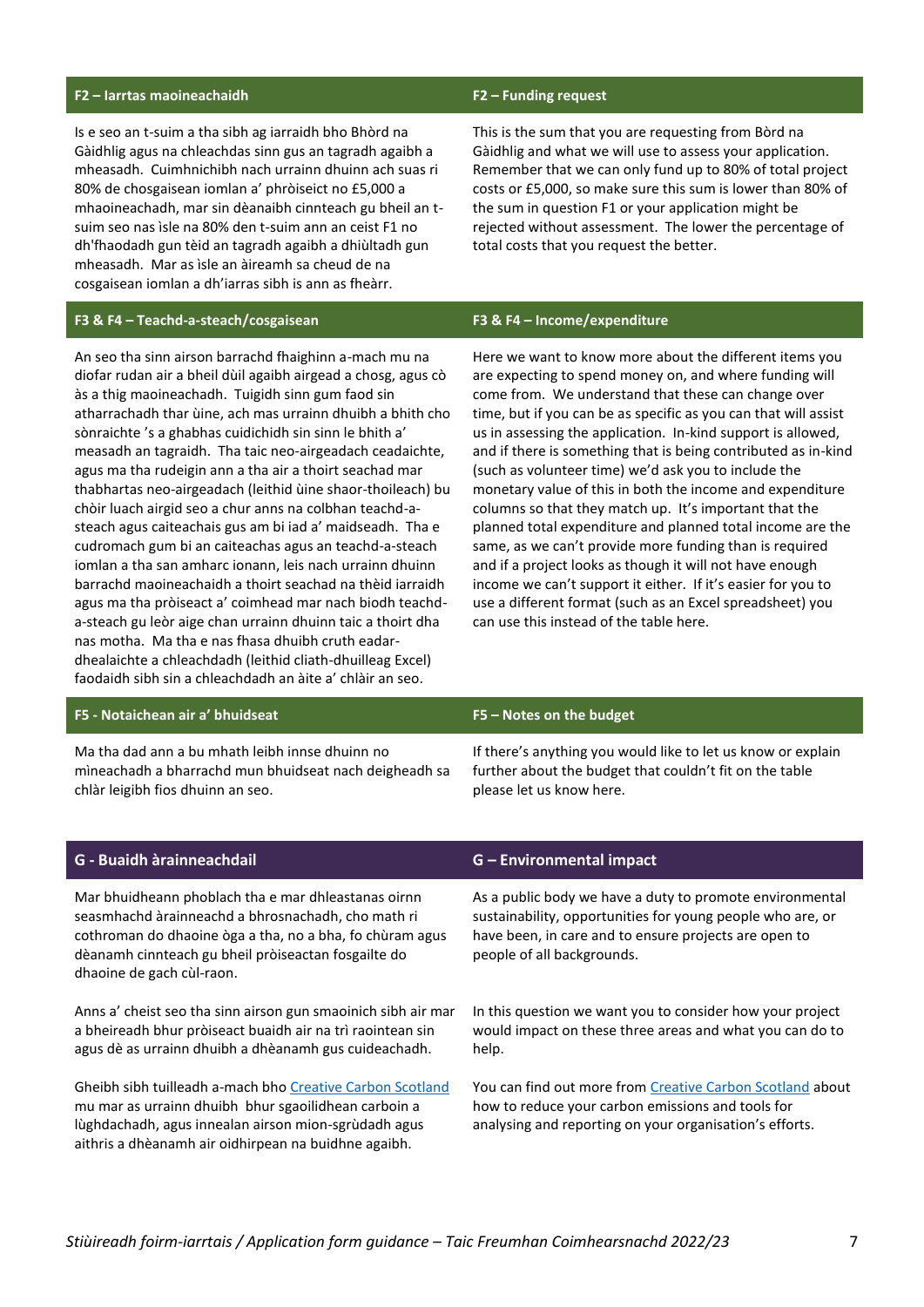## F2 – Iarrtas maoineachaidh

Is e seo an t-suim a tha sibh ag iarraidh bho Bhòrd na Gàidhlig agus na chleachdas sinn gus an tagradh agaibh a mheasadh. Cuimhnichibh nach urrainn dhuinn ach suas ri 80% de chosgaisean iomlan a' phròiseict no £5,000 a mhaoineachadh, mar sin dèanaibh cinnteach gu bheil an t-suim seo nas ìsle na 80% den t-suim ann an ceist F1 no dh'fhaodadh gun tèid an tagradh agaibh a dhiùltadh gun mheasadh. Mar as ìsle an àireamh sa cheud de na cosgaisean iomlan a dh'iarras sibh is ann as fheàrr.

## F2 – Funding request

This is the sum that you are requesting from Bòrd na Gàidhlig and what we will use to assess your application. Remember that we can only fund up to 80% of total project costs or £5,000, so make sure this sum is lower than 80% of the sum in question F1 or your application might be rejected without assessment. The lower the percentage of total costs that you request the better.

## F3 & F4 – Teachd-a-steach/cosgaisean

An seo tha sinn airson barrachd fhaighinn a-mach mu na diofar rudan air a bheil dùil agaibh airgead a chosg, agus cò às a thig maoineachadh. Tuigidh sinn gum faod sin atharrachadh thar ùine, ach mas urrainn dhuibh a bhith cho sònraichte 's a ghabhas cuidichidh sin sinn le bhith a' measadh an tagraidh. Tha taic neo-airgeadach ceadaichte, agus ma tha rudeigin ann a tha air a thoirt seachad mar thabhartas neo-airgeadach (leithid ùine shaor-thoileach) bu chòir luach airgid seo a chur anns na colbhan teachd-a-steach agus caiteachais gus am bi iad a' maidseadh. Tha e cudromach gum bi an caiteachas agus an teachd-a-steach iomlan a tha san amharc ionann, leis nach urrainn dhuinn barrachd maoineachaidh a thoirt seachad na thèid iarraidh agus ma tha pròiseact a' coimhead mar nach biodh teachd-a-steach gu leòr aige chan urrainn dhuinn taic a thoirt dha nas motha. Ma tha e nas fhasa dhuibh cruth eadar-dhealaichte a chleachdadh (leithid cliath-dhuilleag Excel) faodaidh sibh sin a chleachdadh an àite a' chlàir an seo.

## F3 & F4 – Income/expenditure

Here we want to know more about the different items you are expecting to spend money on, and where funding will come from. We understand that these can change over time, but if you can be as specific as you can that will assist us in assessing the application. In-kind support is allowed, and if there is something that is being contributed as in-kind (such as volunteer time) we'd ask you to include the monetary value of this in both the income and expenditure columns so that they match up. It's important that the planned total expenditure and planned total income are the same, as we can't provide more funding than is required and if a project looks as though it will not have enough income we can't support it either. If it's easier for you to use a different format (such as an Excel spreadsheet) you can use this instead of the table here.

## F5 - Notaichean air a' bhuidseat

Ma tha dad ann a bu mhath leibh innse dhuinn no mìneachadh a bharrachd mun bhuidseat nach deigheadh sa chlàr leigibh fios dhuinn an seo.

## F5 – Notes on the budget

If there's anything you would like to let us know or explain further about the budget that couldn't fit on the table please let us know here.

## G - Buaidh àrainneachdail

Mar bhuidheann phoblach tha e mar dhleastanas oirnn seasmhachd àrainneachd a bhrosnachadh, cho math ri cothroman do dhaoine òga a tha, no a bha, fo chùram agus dèanamh cinnteach gu bheil pròiseactan fosgailte do dhaoine de gach cùl-raon.

Anns a' cheist seo tha sinn airson gun smaoinich sibh air mar a bheireadh bhur pròiseact buaidh air na trì raointean sin agus dè as urrainn dhuibh a dhèanamh gus cuideachadh.

Gheibh sibh tuilleadh a-mach bho [Creative Carbon Scotland] mu mar as urrainn dhuibh bhur sgaoilidhean carboin a lùghdachadh, agus innealan airson mion-sgrùdadh agus aithris a dhèanamh air oidhirpean na buidhne agaibh.

## G – Environmental impact

As a public body we have a duty to promote environmental sustainability, opportunities for young people who are, or have been, in care and to ensure projects are open to people of all backgrounds.

In this question we want you to consider how your project would impact on these three areas and what you can do to help.

You can find out more from [Creative Carbon Scotland] about how to reduce your carbon emissions and tools for analysing and reporting on your organisation's efforts.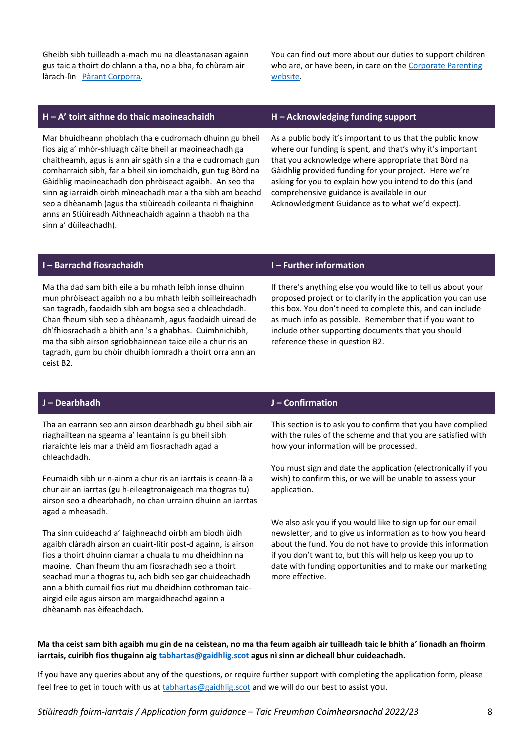Gheibh sibh tuilleadh a-mach mu na dleastanasan againn gus taic a thoirt do chlann a tha, no a bha, fo chùram air làrach-lìn Pàrant Corporra.

You can find out more about our duties to support children who are, or have been, in care on the Corporate Parenting website.

## H – A' toirt aithne do thaic maoineachaidh

Mar bhuidheann phoblach tha e cudromach dhuinn gu bheil fios aig a' mhòr-shluagh càite bheil ar maoineachadh ga chaitheamh, agus is ann air sgàth sin a tha e cudromach gun comharraich sibh, far a bheil sin iomchaidh, gun tug Bòrd na Gàidhlig maoineachadh don phròiseact agaibh. An seo tha sinn ag iarraidh oirbh mìneachadh mar a tha sibh am beachd seo a dhèanamh (agus tha stiùireadh coileanta ri fhaighinn anns an Stiùireadh Aithneachaidh againn a thaobh na tha sinn a' dùileachadh).

## H – Acknowledging funding support

As a public body it's important to us that the public know where our funding is spent, and that's why it's important that you acknowledge where appropriate that Bòrd na Gàidhlig provided funding for your project. Here we're asking for you to explain how you intend to do this (and comprehensive guidance is available in our Acknowledgment Guidance as to what we'd expect).

## I – Barrachd fiosrachaidh

Ma tha dad sam bith eile a bu mhath leibh innse dhuinn mun phròiseact agaibh no a bu mhath leibh soilleireachadh san tagradh, faodaidh sibh am bogsa seo a chleachdadh. Chan fheum sibh seo a dhèanamh, agus faodaidh uiread de dh'fhiosrachadh a bhith ann 's a ghabhas. Cuimhnichibh, ma tha sibh airson sgrìobhainnean taice eile a chur ris an tagradh, gum bu chòir dhuibh iomradh a thoirt orra ann an ceist B2.

## I – Further information

If there's anything else you would like to tell us about your proposed project or to clarify in the application you can use this box. You don't need to complete this, and can include as much info as possible. Remember that if you want to include other supporting documents that you should reference these in question B2.

## J – Dearbhadh

Tha an earrann seo ann airson dearbhadh gu bheil sibh air riaghailtean na sgeama a' leantainn is gu bheil sibh riaraichte leis mar a thèid am fiosrachadh agad a chleachdadh.

Feumaidh sibh ur n-ainm a chur ris an iarrtais is ceann-là a chur air an iarrtas (gu h-eileagtronaigeach ma thogras tu) airson seo a dhearbhadh, no chan urrainn dhuinn an iarrtas agad a mheasadh.

Tha sinn cuideachd a' faighneachd oirbh am biodh ùidh agaibh clàradh airson an cuairt-litir post-d againn, is airson fios a thoirt dhuinn ciamar a chuala tu mu dheidhinn na maoine. Chan fheum thu am fiosrachadh seo a thoirt seachad mur a thogras tu, ach bidh seo gar chuideachadh ann a bhith cumail fios riut mu dheidhinn cothroman taic-airgid eile agus airson am margaidheachd againn a dhèanamh nas èifeachdach.

## J – Confirmation

This section is to ask you to confirm that you have complied with the rules of the scheme and that you are satisfied with how your information will be processed.

You must sign and date the application (electronically if you wish) to confirm this, or we will be unable to assess your application.

We also ask you if you would like to sign up for our email newsletter, and to give us information as to how you heard about the fund. You do not have to provide this information if you don't want to, but this will help us keep you up to date with funding opportunities and to make our marketing more effective.

**Ma tha ceist sam bith agaibh mu gin de na ceistean, no ma tha feum agaibh air tuilleadh taic le bhith a' lìonadh an fhoirm iarrtais, cuiribh fios thugainn aig tabhartas@gaidhlig.scot agus nì sinn ar dìcheall bhur cuideachadh.**

If you have any queries about any of the questions, or require further support with completing the application form, please feel free to get in touch with us at tabhartas@gaidhlig.scot and we will do our best to assist you.